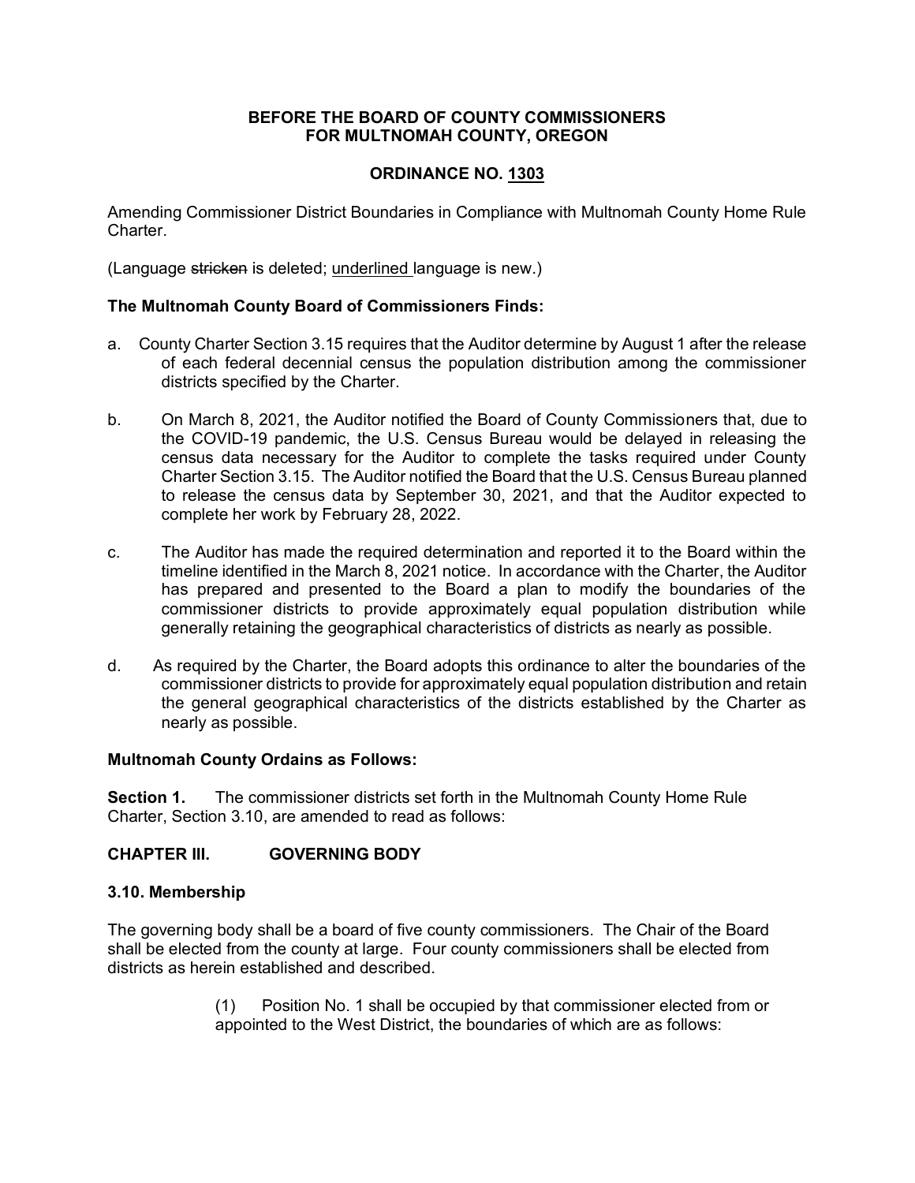**BEFORE THE BOARD OF COUNTY COMMISSIONERS**
**FOR MULTNOMAH COUNTY, OREGON**

**ORDINANCE NO. 1303**

Amending Commissioner District Boundaries in Compliance with Multnomah County Home Rule Charter.

(Language ~~stricken~~ is deleted; underlined language is new.)

**The Multnomah County Board of Commissioners Finds:**

a. County Charter Section 3.15 requires that the Auditor determine by August 1 after the release of each federal decennial census the population distribution among the commissioner districts specified by the Charter.

b. On March 8, 2021, the Auditor notified the Board of County Commissioners that, due to the COVID-19 pandemic, the U.S. Census Bureau would be delayed in releasing the census data necessary for the Auditor to complete the tasks required under County Charter Section 3.15. The Auditor notified the Board that the U.S. Census Bureau planned to release the census data by September 30, 2021, and that the Auditor expected to complete her work by February 28, 2022.

c. The Auditor has made the required determination and reported it to the Board within the timeline identified in the March 8, 2021 notice. In accordance with the Charter, the Auditor has prepared and presented to the Board a plan to modify the boundaries of the commissioner districts to provide approximately equal population distribution while generally retaining the geographical characteristics of districts as nearly as possible.

d. As required by the Charter, the Board adopts this ordinance to alter the boundaries of the commissioner districts to provide for approximately equal population distribution and retain the general geographical characteristics of the districts established by the Charter as nearly as possible.

**Multnomah County Ordains as Follows:**

**Section 1.** The commissioner districts set forth in the Multnomah County Home Rule Charter, Section 3.10, are amended to read as follows:

**CHAPTER III. GOVERNING BODY**

**3.10. Membership**

The governing body shall be a board of five county commissioners. The Chair of the Board shall be elected from the county at large. Four county commissioners shall be elected from districts as herein established and described.

(1) Position No. 1 shall be occupied by that commissioner elected from or appointed to the West District, the boundaries of which are as follows: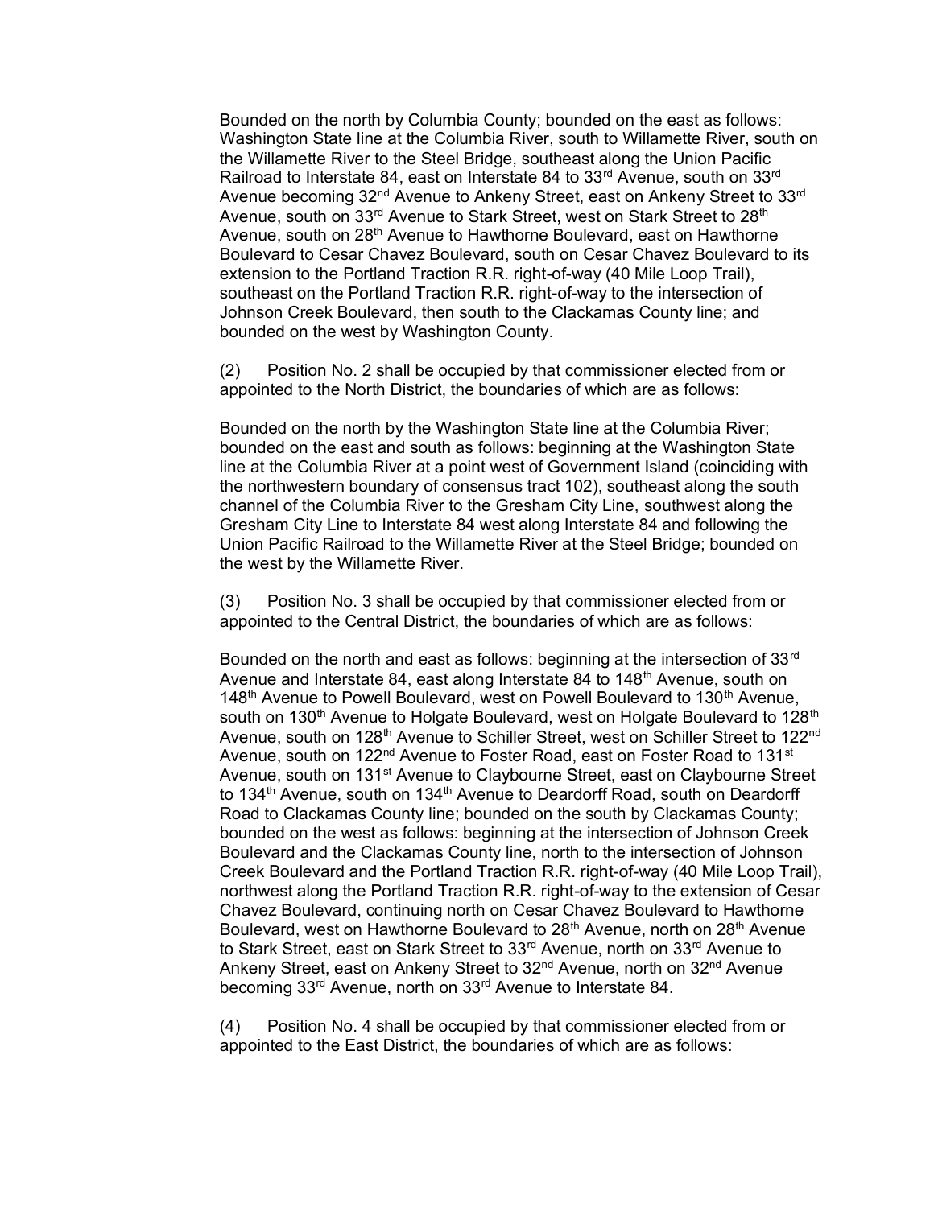Bounded on the north by Columbia County; bounded on the east as follows: Washington State line at the Columbia River, south to Willamette River, south on the Willamette River to the Steel Bridge, southeast along the Union Pacific Railroad to Interstate 84, east on Interstate 84 to 33rd Avenue, south on 33rd Avenue becoming 32nd Avenue to Ankeny Street, east on Ankeny Street to 33rd Avenue, south on 33rd Avenue to Stark Street, west on Stark Street to 28th Avenue, south on 28th Avenue to Hawthorne Boulevard, east on Hawthorne Boulevard to Cesar Chavez Boulevard, south on Cesar Chavez Boulevard to its extension to the Portland Traction R.R. right-of-way (40 Mile Loop Trail), southeast on the Portland Traction R.R. right-of-way to the intersection of Johnson Creek Boulevard, then south to the Clackamas County line; and bounded on the west by Washington County.

(2) Position No. 2 shall be occupied by that commissioner elected from or appointed to the North District, the boundaries of which are as follows:

Bounded on the north by the Washington State line at the Columbia River; bounded on the east and south as follows: beginning at the Washington State line at the Columbia River at a point west of Government Island (coinciding with the northwestern boundary of consensus tract 102), southeast along the south channel of the Columbia River to the Gresham City Line, southwest along the Gresham City Line to Interstate 84 west along Interstate 84 and following the Union Pacific Railroad to the Willamette River at the Steel Bridge; bounded on the west by the Willamette River.

(3) Position No. 3 shall be occupied by that commissioner elected from or appointed to the Central District, the boundaries of which are as follows:

Bounded on the north and east as follows: beginning at the intersection of 33rd Avenue and Interstate 84, east along Interstate 84 to 148th Avenue, south on 148th Avenue to Powell Boulevard, west on Powell Boulevard to 130th Avenue, south on 130th Avenue to Holgate Boulevard, west on Holgate Boulevard to 128th Avenue, south on 128th Avenue to Schiller Street, west on Schiller Street to 122nd Avenue, south on 122nd Avenue to Foster Road, east on Foster Road to 131st Avenue, south on 131st Avenue to Claybourne Street, east on Claybourne Street to 134th Avenue, south on 134th Avenue to Deardorff Road, south on Deardorff Road to Clackamas County line; bounded on the south by Clackamas County; bounded on the west as follows: beginning at the intersection of Johnson Creek Boulevard and the Clackamas County line, north to the intersection of Johnson Creek Boulevard and the Portland Traction R.R. right-of-way (40 Mile Loop Trail), northwest along the Portland Traction R.R. right-of-way to the extension of Cesar Chavez Boulevard, continuing north on Cesar Chavez Boulevard to Hawthorne Boulevard, west on Hawthorne Boulevard to 28th Avenue, north on 28th Avenue to Stark Street, east on Stark Street to 33rd Avenue, north on 33rd Avenue to Ankeny Street, east on Ankeny Street to 32nd Avenue, north on 32nd Avenue becoming 33rd Avenue, north on 33rd Avenue to Interstate 84.

(4) Position No. 4 shall be occupied by that commissioner elected from or appointed to the East District, the boundaries of which are as follows: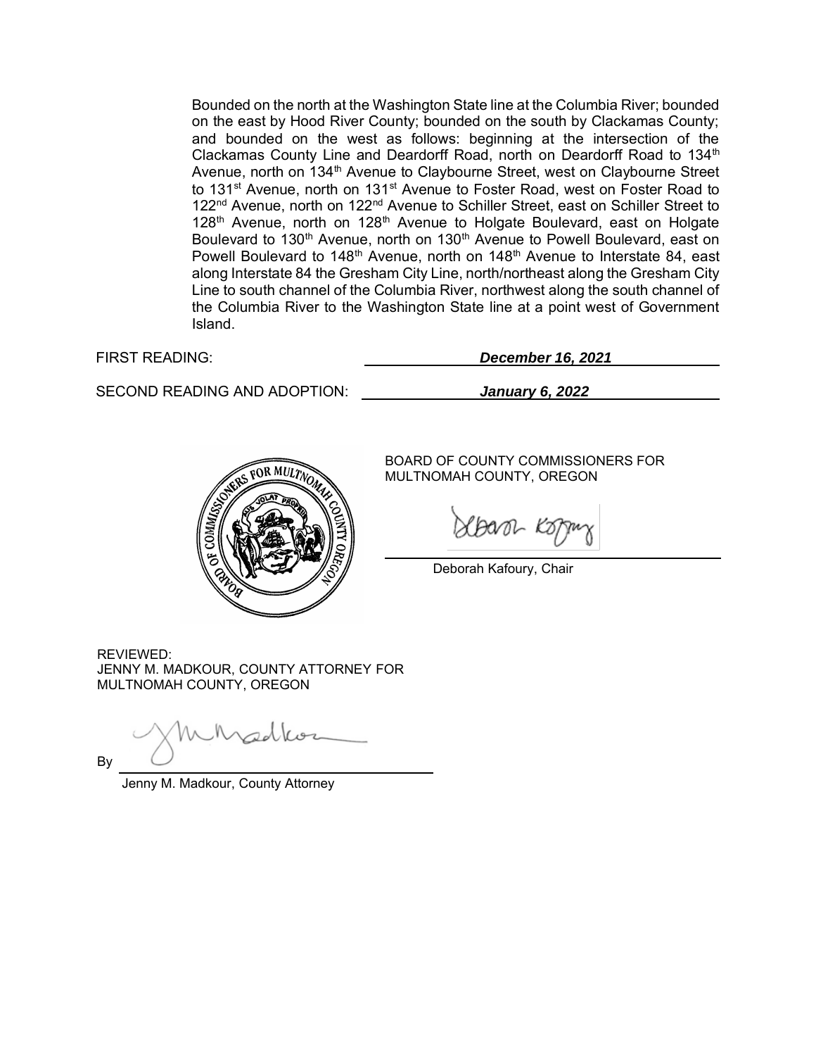Bounded on the north at the Washington State line at the Columbia River; bounded on the east by Hood River County; bounded on the south by Clackamas County; and bounded on the west as follows: beginning at the intersection of the Clackamas County Line and Deardorff Road, north on Deardorff Road to 134th Avenue, north on 134th Avenue to Claybourne Street, west on Claybourne Street to 131st Avenue, north on 131st Avenue to Foster Road, west on Foster Road to 122nd Avenue, north on 122nd Avenue to Schiller Street, east on Schiller Street to 128th Avenue, north on 128th Avenue to Holgate Boulevard, east on Holgate Boulevard to 130th Avenue, north on 130th Avenue to Powell Boulevard, east on Powell Boulevard to 148th Avenue, north on 148th Avenue to Interstate 84, east along Interstate 84 the Gresham City Line, north/northeast along the Gresham City Line to south channel of the Columbia River, northwest along the south channel of the Columbia River to the Washington State line at a point west of Government Island.

FIRST READING: ***December 16, 2021***

SECOND READING AND ADOPTION: ***January 6, 2022***

BOARD OF COUNTY COMMISSIONERS FOR MULTNOMAH COUNTY, OREGON

Deborah Kafoury, Chair

REVIEWED:
JENNY M. MADKOUR, COUNTY ATTORNEY FOR MULTNOMAH COUNTY, OREGON

By

Jenny M. Madkour, County Attorney